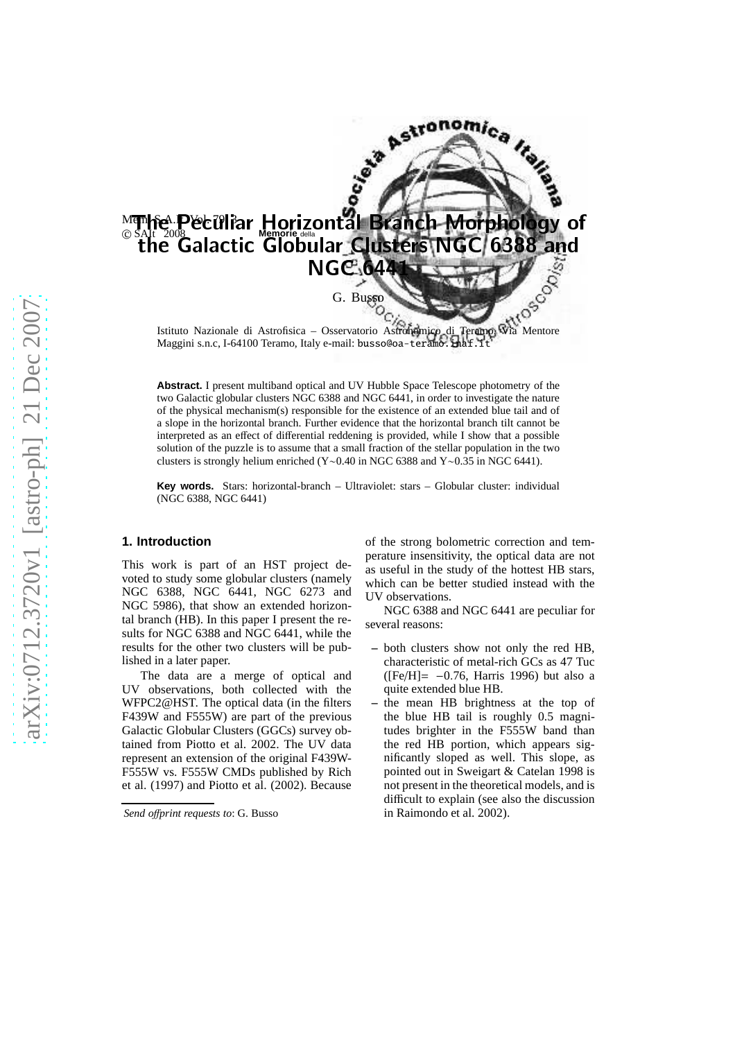# The Peculiar Horizontal Branch Morphology of the Galactic Globular Clusters NGC 6388 and NGC 6441

G. Busso

Istituto Nazionale di Astrofisica – Osservatorio Astronomico di Teramo, Via Mentore Maggini s.n.c, I-64100 Teramo, Italy e-mail: busso@oa-teramo.inaf.it

**Abstract.** I present multiband optical and UV Hubble Space Telescope photometry of the two Galactic globular clusters NGC 6388 and NGC 6441, in order to investigate the nature of the physical mechanism(s) responsible for the existence of an extended blue tail and of a slope in the horizontal branch. Further evidence that the horizontal branch tilt cannot be interpreted as an effect of differential reddening is provided, while I show that a possible solution of the puzzle is to assume that a small fraction of the stellar population in the two clusters is strongly helium enriched (Y∼0.40 in NGC 6388 and Y∼0.35 in NGC 6441).

**Key words.** Stars: horizontal-branch – Ultraviolet: stars – Globular cluster: individual (NGC 6388, NGC 6441)

## 1. Introduction

This work is part of an HST project devoted to study some globular clusters (namely NGC 6388, NGC 6441, NGC 6273 and NGC 5986), that show an extended horizontal branch (HB). In this paper I present the results for NGC 6388 and NGC 6441, while the results for the other two clusters will be published in a later paper.

The data are a merge of optical and UV observations, both collected with the WFPC2@HST. The optical data (in the filters F439W and F555W) are part of the previous Galactic Globular Clusters (GGCs) survey obtained from Piotto et al. 2002. The UV data represent an extension of the original F439W-F555W vs. F555W CMDs published by Rich et al. (1997) and Piotto et al. (2002). Because of the strong bolometric correction and temperature insensitivity, the optical data are not as useful in the study of the hottest HB stars, which can be better studied instead with the UV observations.

NGC 6388 and NGC 6441 are peculiar for several reasons:

- both clusters show not only the red HB, characteristic of metal-rich GCs as 47 Tuc ([Fe/H]= −0.76, Harris 1996) but also a quite extended blue HB.
- the mean HB brightness at the top of the blue HB tail is roughly 0.5 magnitudes brighter in the F555W band than the red HB portion, which appears significantly sloped as well. This slope, as pointed out in Sweigart & Catelan 1998 is not present in the theoretical models, and is difficult to explain (see also the discussion in Raimondo et al. 2002).

*Send offprint requests to*: G. Busso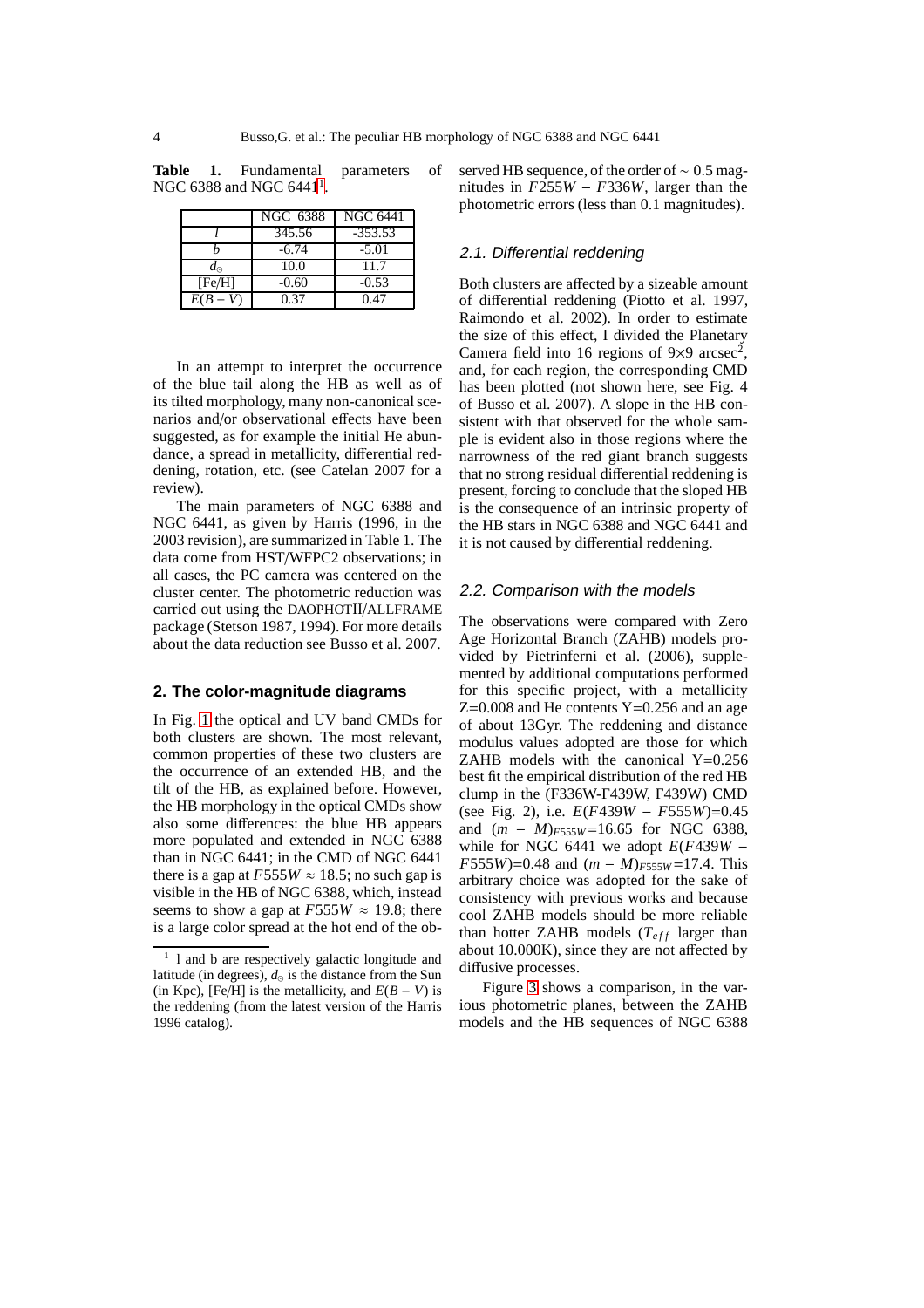**Table 1.** Fundamental parameters of NGC 6388 and NGC 6441[1].

| | NGC 6388 | NGC 6441 |
|---|---|---|
| $l$ | 345.56 | -353.53 |
| $b$ | -6.74 | -5.01 |
| $d_{\odot}$ | 10.0 | 11.7 |
| [Fe/H] | -0.60 | -0.53 |
| $E(B-V)$ | 0.37 | 0.47 |

In an attempt to interpret the occurrence of the blue tail along the HB as well as of its tilted morphology, many non-canonical scenarios and/or observational effects have been suggested, as for example the initial He abundance, a spread in metallicity, differential reddening, rotation, etc. (see Catelan 2007 for a review).

The main parameters of NGC 6388 and NGC 6441, as given by Harris (1996, in the 2003 revision), are summarized in Table 1. The data come from HST/WFPC2 observations; in all cases, the PC camera was centered on the cluster center. The photometric reduction was carried out using the DAOPHOTII/ALLFRAME package (Stetson 1987, 1994). For more details about the data reduction see Busso et al. 2007.

## 2. The color-magnitude diagrams

In Fig. 1 the optical and UV band CMDs for both clusters are shown. The most relevant, common properties of these two clusters are the occurrence of an extended HB, and the tilt of the HB, as explained before. However, the HB morphology in the optical CMDs show also some differences: the blue HB appears more populated and extended in NGC 6388 than in NGC 6441; in the CMD of NGC 6441 there is a gap at $F555W \approx 18.5$; no such gap is visible in the HB of NGC 6388, which, instead seems to show a gap at $F555W \approx 19.8$; there is a large color spread at the hot end of the observed HB sequence, of the order of $\sim 0.5$ magnitudes in $F255W - F336W$, larger than the photometric errors (less than 0.1 magnitudes).

[1] l and b are respectively galactic longitude and latitude (in degrees), $d_{\odot}$ is the distance from the Sun (in Kpc), [Fe/H] is the metallicity, and $E(B-V)$ is the reddening (from the latest version of the Harris 1996 catalog).

### 2.1. Differential reddening

Both clusters are affected by a sizeable amount of differential reddening (Piotto et al. 1997, Raimondo et al. 2002). In order to estimate the size of this effect, I divided the Planetary Camera field into 16 regions of $9{\times}9$ arcsec$^2$, and, for each region, the corresponding CMD has been plotted (not shown here, see Fig. 4 of Busso et al. 2007). A slope in the HB consistent with that observed for the whole sample is evident also in those regions where the narrowness of the red giant branch suggests that no strong residual differential reddening is present, forcing to conclude that the sloped HB is the consequence of an intrinsic property of the HB stars in NGC 6388 and NGC 6441 and it is not caused by differential reddening.

### 2.2. Comparison with the models

The observations were compared with Zero Age Horizontal Branch (ZAHB) models provided by Pietrinferni et al. (2006), supplemented by additional computations performed for this specific project, with a metallicity Z=0.008 and He contents Y=0.256 and an age of about 13Gyr. The reddening and distance modulus values adopted are those for which ZAHB models with the canonical Y=0.256 best fit the empirical distribution of the red HB clump in the (F336W-F439W, F439W) CMD (see Fig. 2), i.e. $E(F439W - F555W)$=0.45 and $(m - M)_{F555W}$=16.65 for NGC 6388, while for NGC 6441 we adopt $E(F439W - F555W)$=0.48 and $(m - M)_{F555W}$=17.4. This arbitrary choice was adopted for the sake of consistency with previous works and because cool ZAHB models should be more reliable than hotter ZAHB models ($T_{eff}$ larger than about 10.000K), since they are not affected by diffusive processes.

Figure 3 shows a comparison, in the various photometric planes, between the ZAHB models and the HB sequences of NGC 6388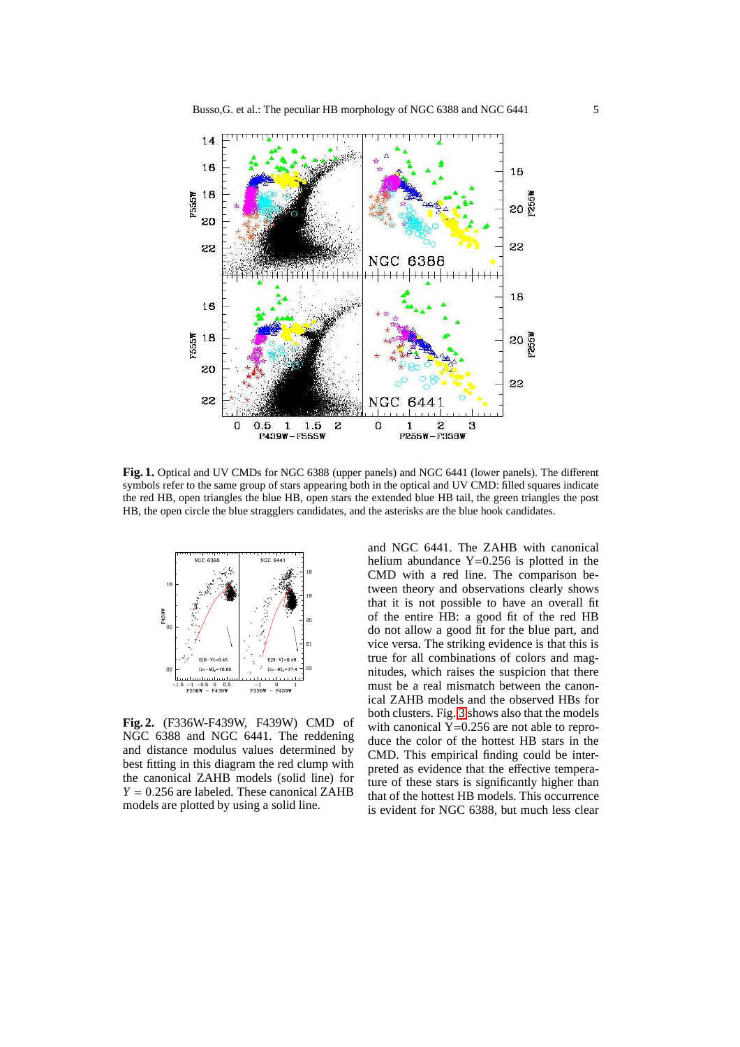**Fig. 1.** Optical and UV CMDs for NGC 6388 (upper panels) and NGC 6441 (lower panels). The different symbols refer to the same group of stars appearing both in the optical and UV CMD: filled squares indicate the red HB, open triangles the blue HB, open stars the extended blue HB tail, the green triangles the post HB, the open circle the blue stragglers candidates, and the asterisks are the blue hook candidates.

**Fig. 2.** (F336W-F439W, F439W) CMD of NGC 6388 and NGC 6441. The reddening and distance modulus values determined by best fitting in this diagram with the canonical ZAHB models (solid line) for $Y = 0.256$ are labeled. These canonical ZAHB models are plotted by using a solid line.

and NGC 6441. The ZAHB with canonical helium abundance Y=0.256 is plotted in the CMD with a red line. The comparison between theory and observations clearly shows that it is not possible to have an overall fit of the entire HB: a good fit of the red HB do not allow a good fit for the blue part, and vice versa. The striking evidence is that this is true for all combinations of colors and magnitudes, which raises the suspicion that there must be a real mismatch between the canonical ZAHB models and the observed HBs for both clusters. Fig. 3 shows also that the models with canonical Y=0.256 are not able to reproduce the color of the hottest HB stars in the CMD. This empirical finding could be interpreted as evidence that the effective temperature of these stars is significantly higher than that of the hottest HB models. This occurrence is evident for NGC 6388, but much less clear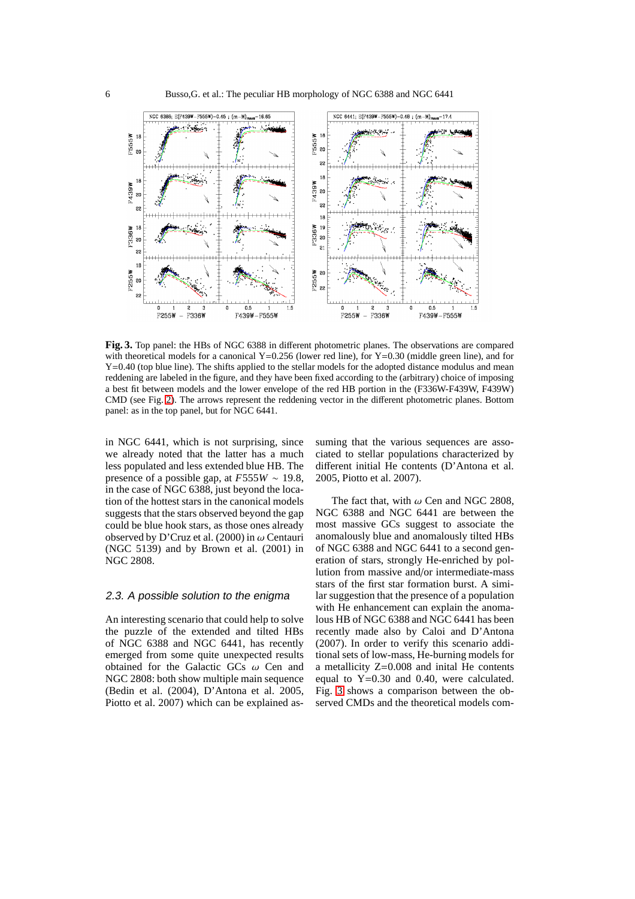**Fig. 3.** Top panel: the HBs of NGC 6388 in different photometric planes. The observations are compared with theoretical models for a canonical Y=0.256 (lower red line), for Y=0.30 (middle green line), and for Y=0.40 (top blue line). The shifts applied to the stellar models for the adopted distance modulus and mean reddening are labeled in the figure, and they have been fixed according to the (arbitrary) choice of imposing a best fit between models and the lower envelope of the red HB portion in the (F336W-F439W, F439W) CMD (see Fig. 2). The arrows represent the reddening vector in the different photometric planes. Bottom panel: as in the top panel, but for NGC 6441.

in NGC 6441, which is not surprising, since we already noted that the latter has a much less populated and less extended blue HB. The presence of a possible gap, at $F555W \sim 19.8$, in the case of NGC 6388, just beyond the location of the hottest stars in the canonical models suggests that the stars observed beyond the gap could be blue hook stars, as those ones already observed by D'Cruz et al. (2000) in $\omega$ Centauri (NGC 5139) and by Brown et al. (2001) in NGC 2808.

### 2.3. A possible solution to the enigma

An interesting scenario that could help to solve the puzzle of the extended and tilted HBs of NGC 6388 and NGC 6441, has recently emerged from some quite unexpected results obtained for the Galactic GCs $\omega$ Cen and NGC 2808: both show multiple main sequence (Bedin et al. (2004), D'Antona et al. 2005, Piotto et al. 2007) which can be explained assuming that the various sequences are associated to stellar populations characterized by different initial He contents (D'Antona et al. 2005, Piotto et al. 2007).

The fact that, with $\omega$ Cen and NGC 2808, NGC 6388 and NGC 6441 are between the most massive GCs suggest to associate the anomalously blue and anomalously tilted HBs of NGC 6388 and NGC 6441 to a second generation of stars, strongly He-enriched by pollution from massive and/or intermediate-mass stars of the first star formation burst. A similar suggestion that the presence of a population with He enhancement can explain the anomalous HB of NGC 6388 and NGC 6441 has been recently made also by Caloi and D'Antona (2007). In order to verify this scenario additional sets of low-mass, He-burning models for a metallicity Z=0.008 and inital He contents equal to Y=0.30 and 0.40, were calculated. Fig. 3 shows a comparison between the observed CMDs and the theoretical models com-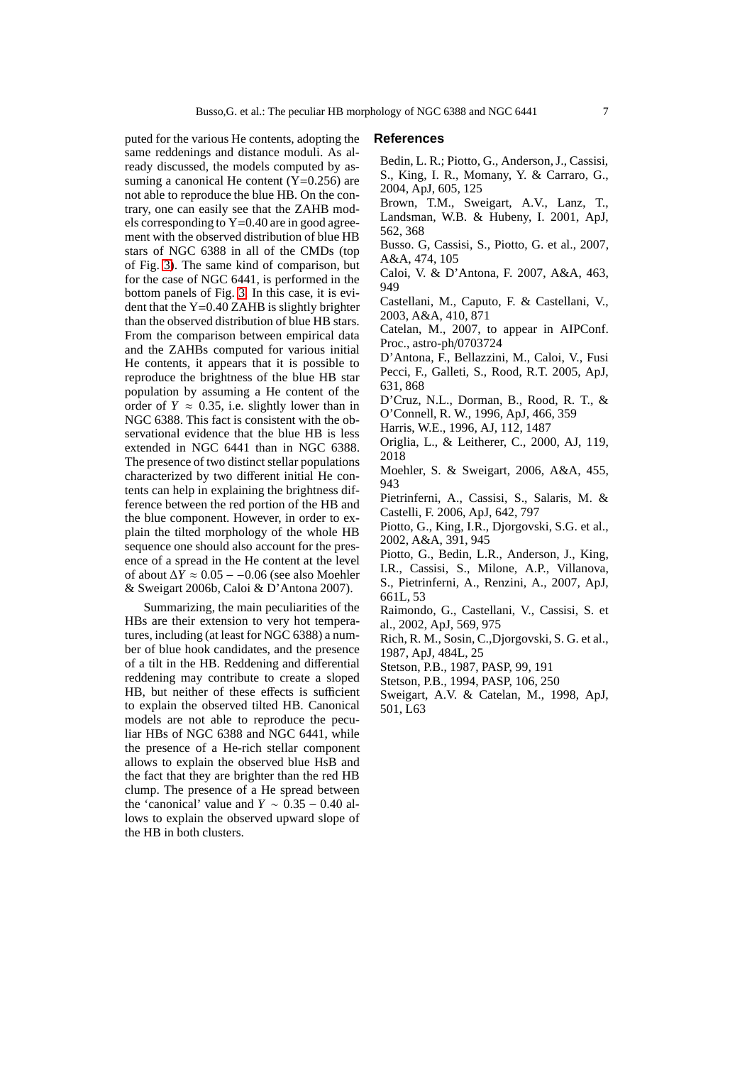puted for the various He contents, adopting the same reddenings and distance moduli. As already discussed, the models computed by assuming a canonical He content (Y=0.256) are not able to reproduce the blue HB. On the contrary, one can easily see that the ZAHB models corresponding to Y=0.40 are in good agreement with the observed distribution of blue HB stars of NGC 6388 in all of the CMDs (top of Fig. 3). The same kind of comparison, but for the case of NGC 6441, is performed in the bottom panels of Fig. 3. In this case, it is evident that the Y=0.40 ZAHB is slightly brighter than the observed distribution of blue HB stars. From the comparison between empirical data and the ZAHBs computed for various initial He contents, it appears that it is possible to reproduce the brightness of the blue HB star population by assuming a He content of the order of $Y \approx 0.35$, i.e. slightly lower than in NGC 6388. This fact is consistent with the observational evidence that the blue HB is less extended in NGC 6441 than in NGC 6388. The presence of two distinct stellar populations characterized by two different initial He contents can help in explaining the brightness difference between the red portion of the HB and the blue component. However, in order to explain the tilted morphology of the whole HB sequence one should also account for the presence of a spread in the He content at the level of about $\Delta Y \approx 0.05 - -0.06$ (see also Moehler & Sweigart 2006b, Caloi & D'Antona 2007).

Summarizing, the main peculiarities of the HBs are their extension to very hot temperatures, including (at least for NGC 6388) a number of blue hook candidates, and the presence of a tilt in the HB. Reddening and differential reddening may contribute to create a sloped HB, but neither of these effects is sufficient to explain the observed tilted HB. Canonical models are not able to reproduce the peculiar HBs of NGC 6388 and NGC 6441, while the presence of a He-rich stellar component allows to explain the observed blue HsB and the fact that they are brighter than the red HB clump. The presence of a He spread between the 'canonical' value and $Y \sim 0.35 - 0.40$ allows to explain the observed upward slope of the HB in both clusters.

## References

Bedin, L. R.; Piotto, G., Anderson, J., Cassisi, S., King, I. R., Momany, Y. & Carraro, G., 2004, ApJ, 605, 125

Brown, T.M., Sweigart, A.V., Lanz, T., Landsman, W.B. & Hubeny, I. 2001, ApJ, 562, 368

Busso. G, Cassisi, S., Piotto, G. et al., 2007, A&A, 474, 105

Caloi, V. & D'Antona, F. 2007, A&A, 463, 949

Castellani, M., Caputo, F. & Castellani, V., 2003, A&A, 410, 871

Catelan, M., 2007, to appear in AIPConf. Proc., astro-ph/0703724

D'Antona, F., Bellazzini, M., Caloi, V., Fusi Pecci, F., Galleti, S., Rood, R.T. 2005, ApJ, 631, 868

D'Cruz, N.L., Dorman, B., Rood, R. T., & O'Connell, R. W., 1996, ApJ, 466, 359

Harris, W.E., 1996, AJ, 112, 1487

Origlia, L., & Leitherer, C., 2000, AJ, 119, 2018

Moehler, S. & Sweigart, 2006, A&A, 455, 943

Pietrinferni, A., Cassisi, S., Salaris, M. & Castelli, F. 2006, ApJ, 642, 797

Piotto, G., King, I.R., Djorgovski, S.G. et al., 2002, A&A, 391, 945

Piotto, G., Bedin, L.R., Anderson, J., King, I.R., Cassisi, S., Milone, A.P., Villanova, S., Pietrinferni, A., Renzini, A., 2007, ApJ, 661L, 53

Raimondo, G., Castellani, V., Cassisi, S. et al., 2002, ApJ, 569, 975

Rich, R. M., Sosin, C.,Djorgovski, S. G. et al., 1987, ApJ, 484L, 25

Stetson, P.B., 1987, PASP, 99, 191

Stetson, P.B., 1994, PASP, 106, 250

Sweigart, A.V. & Catelan, M., 1998, ApJ, 501, L63